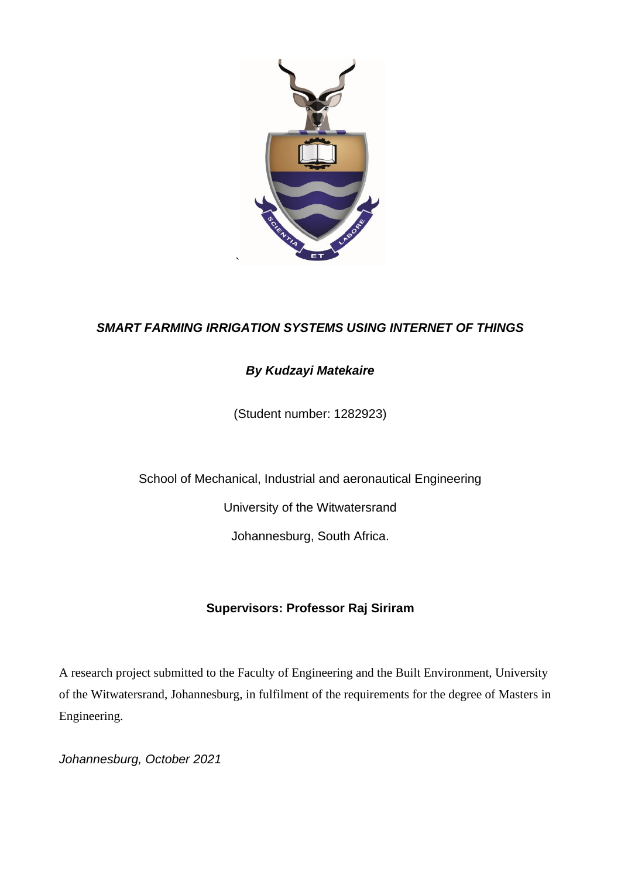***SMART FARMING IRRIGATION SYSTEMS USING INTERNET OF THINGS***

***By Kudzayi Matekaire***

(Student number: 1282923)

School of Mechanical, Industrial and aeronautical Engineering

University of the Witwatersrand

Johannesburg, South Africa.

**Supervisors: Professor Raj Siriram**

A research project submitted to the Faculty of Engineering and the Built Environment, University of the Witwatersrand, Johannesburg, in fulfilment of the requirements for the degree of Masters in Engineering.

*Johannesburg, October 2021*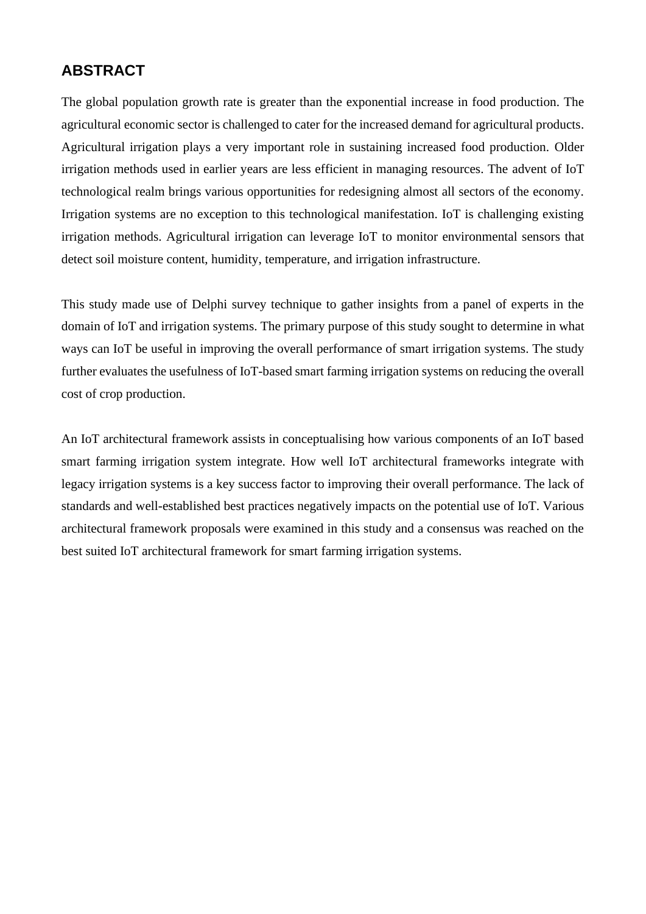## ABSTRACT

The global population growth rate is greater than the exponential increase in food production. The agricultural economic sector is challenged to cater for the increased demand for agricultural products. Agricultural irrigation plays a very important role in sustaining increased food production. Older irrigation methods used in earlier years are less efficient in managing resources. The advent of IoT technological realm brings various opportunities for redesigning almost all sectors of the economy. Irrigation systems are no exception to this technological manifestation. IoT is challenging existing irrigation methods. Agricultural irrigation can leverage IoT to monitor environmental sensors that detect soil moisture content, humidity, temperature, and irrigation infrastructure.

This study made use of Delphi survey technique to gather insights from a panel of experts in the domain of IoT and irrigation systems. The primary purpose of this study sought to determine in what ways can IoT be useful in improving the overall performance of smart irrigation systems. The study further evaluates the usefulness of IoT-based smart farming irrigation systems on reducing the overall cost of crop production.

An IoT architectural framework assists in conceptualising how various components of an IoT based smart farming irrigation system integrate. How well IoT architectural frameworks integrate with legacy irrigation systems is a key success factor to improving their overall performance. The lack of standards and well-established best practices negatively impacts on the potential use of IoT. Various architectural framework proposals were examined in this study and a consensus was reached on the best suited IoT architectural framework for smart farming irrigation systems.